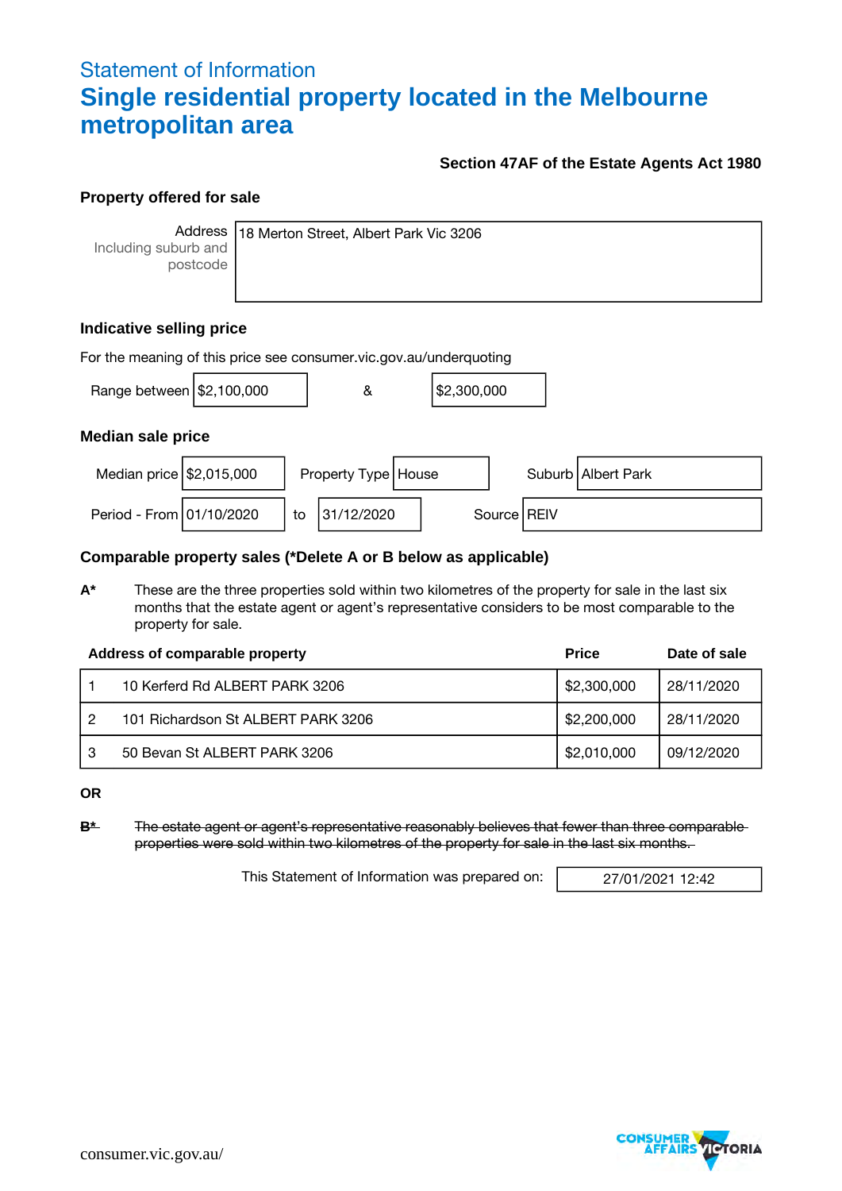## Statement of Information

# Single residential property located in the Melbourne metropolitan area

**Section 47AF of the Estate Agents Act 1980**

### Property offered for sale

| Address Including suburb and postcode | 18 Merton Street, Albert Park Vic 3206 |
|---|---|

### Indicative selling price

For the meaning of this price see consumer.vic.gov.au/underquoting

Range between $2,100,000 & $2,300,000

### Median sale price

| Median price | $2,015,000 | Property Type | House | Suburb | Albert Park |
|---|---|---|---|---|---|
| Period - From | 01/10/2020 | to | 31/12/2020 | Source | REIV |

### Comparable property sales (*Delete A or B below as applicable)

**A*** These are the three properties sold within two kilometres of the property for sale in the last six months that the estate agent or agent's representative considers to be most comparable to the property for sale.

| | Address of comparable property | Price | Date of sale |
|---|---|---|---|
| 1 | 10 Kerferd Rd ALBERT PARK 3206 | $2,300,000 | 28/11/2020 |
| 2 | 101 Richardson St ALBERT PARK 3206 | $2,200,000 | 28/11/2020 |
| 3 | 50 Bevan St ALBERT PARK 3206 | $2,010,000 | 09/12/2020 |

**OR**

~~**B*** The estate agent or agent's representative reasonably believes that fewer than three comparable properties were sold within two kilometres of the property for sale in the last six months.~~

This Statement of Information was prepared on: 27/01/2021 12:42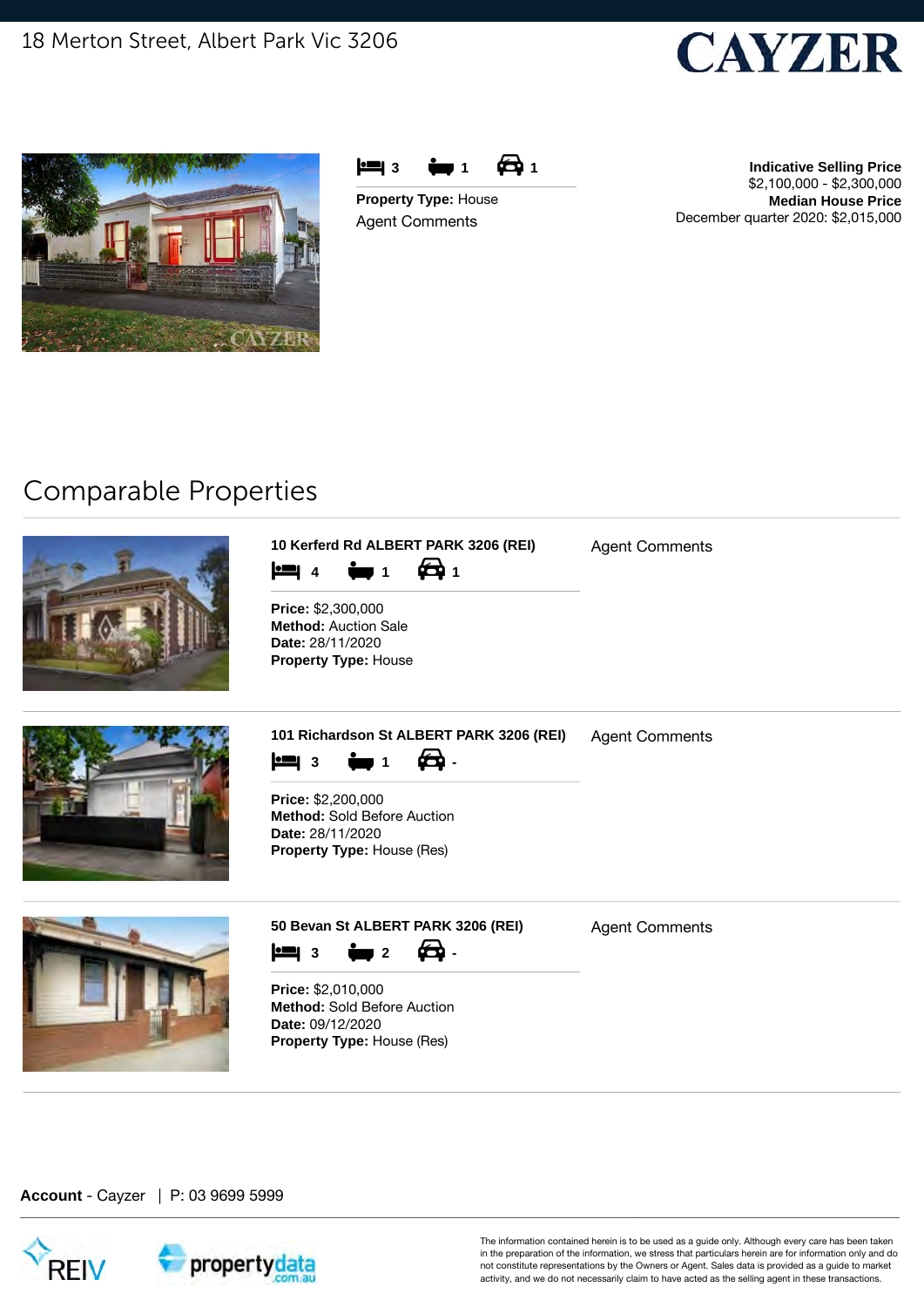18 Merton Street, Albert Park Vic 3206

CAYZER

3 1 1

**Property Type:** House

Agent Comments

**Indicative Selling Price**
$2,100,000 - $2,300,000
**Median House Price**
December quarter 2020: $2,015,000

## Comparable Properties

**10 Kerferd Rd ALBERT PARK 3206 (REI)**

4 1 1

**Price:** $2,300,000
**Method:** Auction Sale
**Date:** 28/11/2020
**Property Type:** House

Agent Comments

**101 Richardson St ALBERT PARK 3206 (REI)**

3 1 -

**Price:** $2,200,000
**Method:** Sold Before Auction
**Date:** 28/11/2020
**Property Type:** House (Res)

Agent Comments

**50 Bevan St ALBERT PARK 3206 (REI)**

3 2 -

**Price:** $2,010,000
**Method:** Sold Before Auction
**Date:** 09/12/2020
**Property Type:** House (Res)

Agent Comments

**Account** - Cayzer | P: 03 9699 5999

REIV propertydata.com.au

The information contained herein is to be used as a guide only. Although every care has been taken in the preparation of the information, we stress that particulars herein are for information only and do not constitute representations by the Owners or Agent. Sales data is provided as a guide to market activity, and we do not necessarily claim to have acted as the selling agent in these transactions.